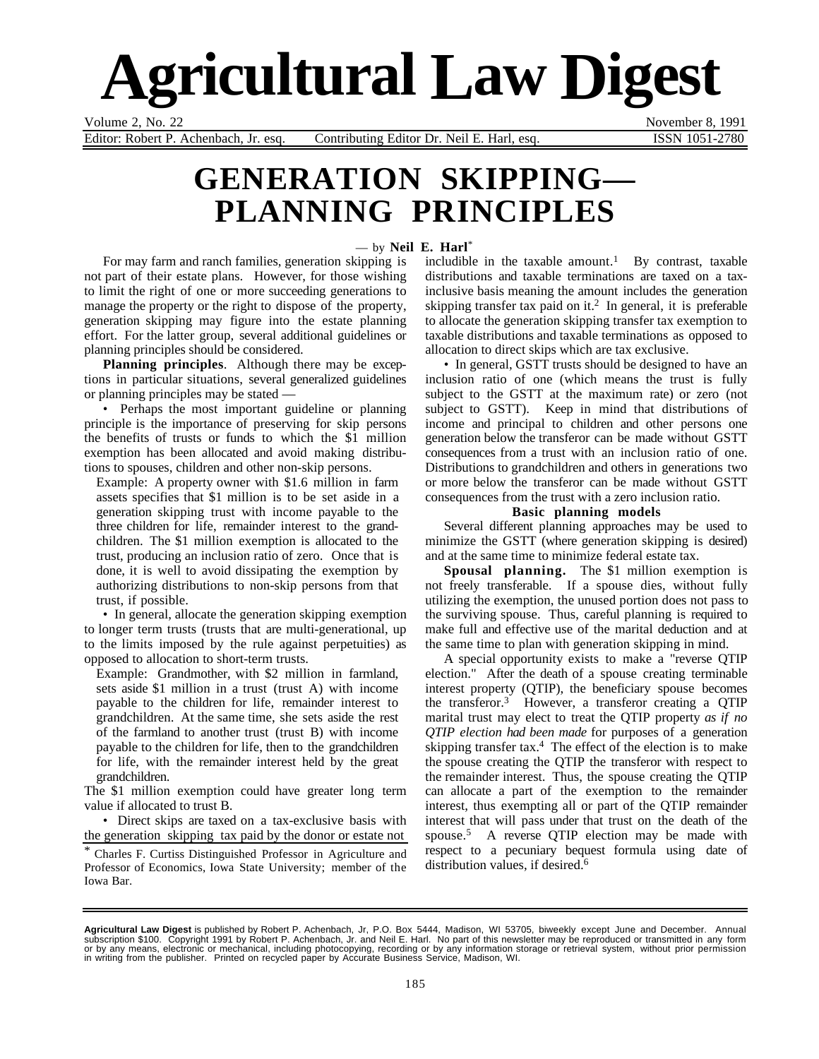# Agricultural Law Digest

Volume 2, No. 22 — November 8, 1991

Editor: Robert P. Achenbach, Jr. esq. — Contributing Editor Dr. Neil E. Harl, esq. — ISSN 1051-2780

## GENERATION SKIPPING— PLANNING PRINCIPLES

— by **Neil E. Harl***

For may farm and ranch families, generation skipping is not part of their estate plans. However, for those wishing to limit the right of one or more succeeding generations to manage the property or the right to dispose of the property, generation skipping may figure into the estate planning effort. For the latter group, several additional guidelines or planning principles should be considered.

**Planning principles**. Although there may be exceptions in particular situations, several generalized guidelines or planning principles may be stated —

• Perhaps the most important guideline or planning principle is the importance of preserving for skip persons the benefits of trusts or funds to which the $1 million exemption has been allocated and avoid making distributions to spouses, children and other non-skip persons.

> Example: A property owner with $1.6 million in farm assets specifies that $1 million is to be set aside in a generation skipping trust with income payable to the three children for life, remainder interest to the grandchildren. The $1 million exemption is allocated to the trust, producing an inclusion ratio of zero. Once that is done, it is well to avoid dissipating the exemption by authorizing distributions to non-skip persons from that trust, if possible.

• In general, allocate the generation skipping exemption to longer term trusts (trusts that are multi-generational, up to the limits imposed by the rule against perpetuities) as opposed to allocation to short-term trusts.

> Example: Grandmother, with $2 million in farmland, sets aside $1 million in a trust (trust A) with income payable to the children for life, remainder interest to grandchildren. At the same time, she sets aside the rest of the farmland to another trust (trust B) with income payable to the children for life, then to the grandchildren for life, with the remainder interest held by the great grandchildren.

The $1 million exemption could have greater long term value if allocated to trust B.

• Direct skips are taxed on a tax-exclusive basis with the generation skipping tax paid by the donor or estate not includible in the taxable amount.[1] By contrast, taxable distributions and taxable terminations are taxed on a tax-inclusive basis meaning the amount includes the generation skipping transfer tax paid on it.[2] In general, it is preferable to allocate the generation skipping transfer tax exemption to taxable distributions and taxable terminations as opposed to allocation to direct skips which are tax exclusive.

• In general, GSTT trusts should be designed to have an inclusion ratio of one (which means the trust is fully subject to the GSTT at the maximum rate) or zero (not subject to GSTT). Keep in mind that distributions of income and principal to children and other persons one generation below the transferor can be made without GSTT consequences from a trust with an inclusion ratio of one. Distributions to grandchildren and others in generations two or more below the transferor can be made without GSTT consequences from the trust with a zero inclusion ratio.

### Basic planning models

Several different planning approaches may be used to minimize the GSTT (where generation skipping is desired) and at the same time to minimize federal estate tax.

**Spousal planning.** The $1 million exemption is not freely transferable. If a spouse dies, without fully utilizing the exemption, the unused portion does not pass to the surviving spouse. Thus, careful planning is required to make full and effective use of the marital deduction and at the same time to plan with generation skipping in mind.

A special opportunity exists to make a "reverse QTIP election." After the death of a spouse creating terminable interest property (QTIP), the beneficiary spouse becomes the transferor.[3] However, a transferor creating a QTIP marital trust may elect to treat the QTIP property *as if no QTIP election had been made* for purposes of a generation skipping transfer tax.[4] The effect of the election is to make the spouse creating the QTIP the transferor with respect to the remainder interest. Thus, the spouse creating the QTIP can allocate a part of the exemption to the remainder interest, thus exempting all or part of the QTIP remainder interest that will pass under that trust on the death of the spouse.[5] A reverse QTIP election may be made with respect to a pecuniary bequest formula using date of distribution values, if desired.[6]

---

\* Charles F. Curtiss Distinguished Professor in Agriculture and Professor of Economics, Iowa State University; member of the Iowa Bar.

---

**Agricultural Law Digest** is published by Robert P. Achenbach, Jr, P.O. Box 5444, Madison, WI 53705, biweekly except June and December. Annual subscription $100. Copyright 1991 by Robert P. Achenbach, Jr. and Neil E. Harl. No part of this newsletter may be reproduced or transmitted in any form or by any means, electronic or mechanical, including photocopying, recording or by any information storage or retrieval system, without prior permission in writing from the publisher. Printed on recycled paper by Accurate Business Service, Madison, WI.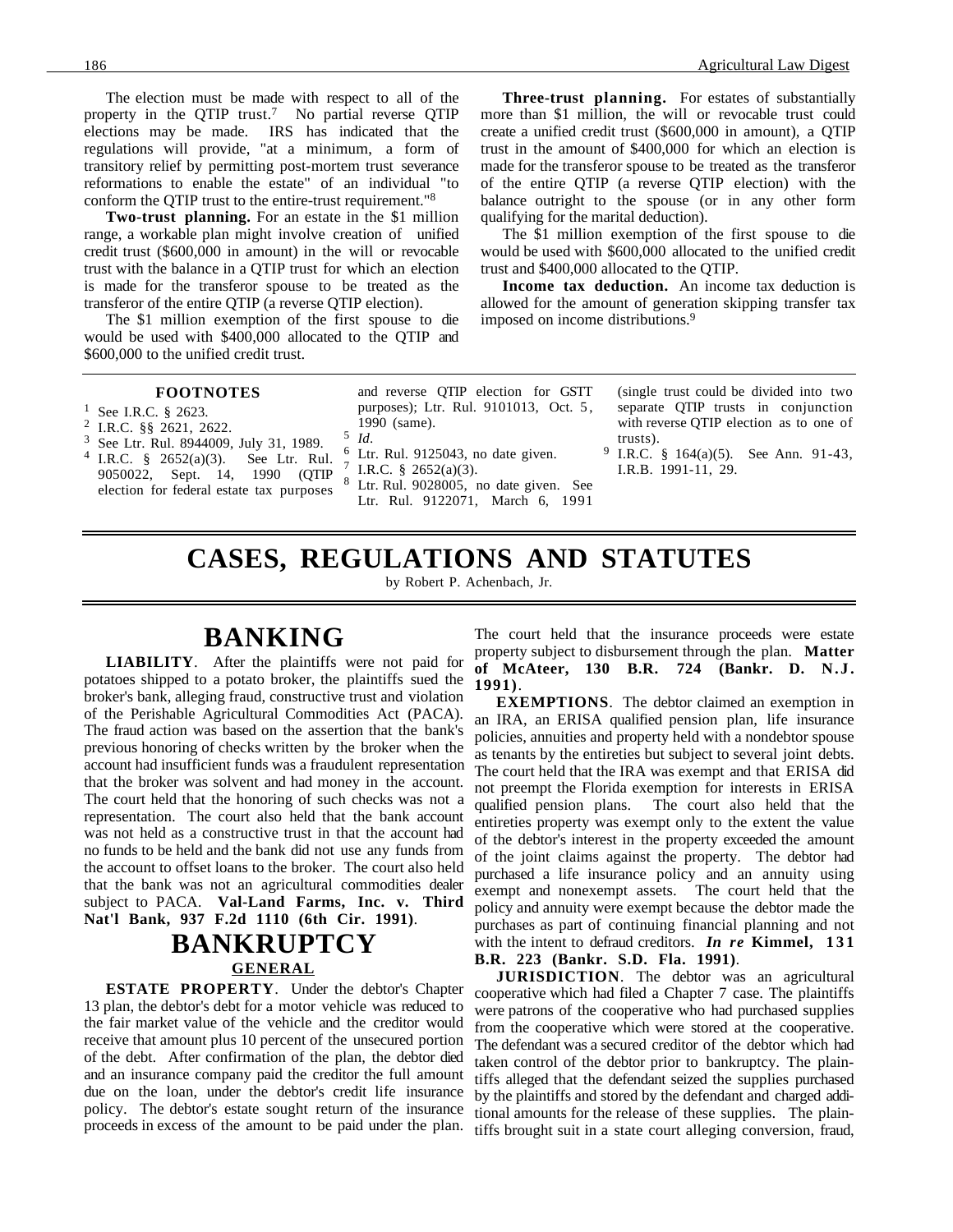The election must be made with respect to all of the property in the QTIP trust.[7] No partial reverse QTIP elections may be made. IRS has indicated that the regulations will provide, "at a minimum, a form of transitory relief by permitting post-mortem trust severance reformations to enable the estate" of an individual "to conform the QTIP trust to the entire-trust requirement."[8]

**Two-trust planning.** For an estate in the $1 million range, a workable plan might involve creation of unified credit trust ($600,000 in amount) in the will or revocable trust with the balance in a QTIP trust for which an election is made for the transferor spouse to be treated as the transferor of the entire QTIP (a reverse QTIP election).

The $1 million exemption of the first spouse to die would be used with $400,000 allocated to the QTIP and $600,000 to the unified credit trust.

**Three-trust planning.** For estates of substantially more than $1 million, the will or revocable trust could create a unified credit trust ($600,000 in amount), a QTIP trust in the amount of $400,000 for which an election is made for the transferor spouse to be treated as the transferor of the entire QTIP (a reverse QTIP election) with the balance outright to the spouse (or in any other form qualifying for the marital deduction).

The $1 million exemption of the first spouse to die would be used with $600,000 allocated to the unified credit trust and $400,000 allocated to the QTIP.

**Income tax deduction.** An income tax deduction is allowed for the amount of generation skipping transfer tax imposed on income distributions.[9]

### FOOTNOTES

[1] See I.R.C. § 2623.

[2] I.R.C. §§ 2621, 2622.

[3] See Ltr. Rul. 8944009, July 31, 1989.

[4] I.R.C. § 2652(a)(3). See Ltr. Rul. 9050022, Sept. 14, 1990 (QTIP election for federal estate tax purposes and reverse QTIP election for GSTT purposes); Ltr. Rul. 9101013, Oct. 5, 1990 (same).

[5] *Id.*

[6] Ltr. Rul. 9125043, no date given.

[7] I.R.C. § 2652(a)(3).

[8] Ltr. Rul. 9028005, no date given. See Ltr. Rul. 9122071, March 6, 1991 (single trust could be divided into two separate QTIP trusts in conjunction with reverse QTIP election as to one of trusts).

[9] I.R.C. § 164(a)(5). See Ann. 91-43, I.R.B. 1991-11, 29.

# CASES, REGULATIONS AND STATUTES

by Robert P. Achenbach, Jr.

## BANKING

**LIABILITY**. After the plaintiffs were not paid for potatoes shipped to a potato broker, the plaintiffs sued the broker's bank, alleging fraud, constructive trust and violation of the Perishable Agricultural Commodities Act (PACA). The fraud action was based on the assertion that the bank's previous honoring of checks written by the broker when the account had insufficient funds was a fraudulent representation that the broker was solvent and had money in the account. The court held that the honoring of such checks was not a representation. The court also held that the bank account was not held as a constructive trust in that the account had no funds to be held and the bank did not use any funds from the account to offset loans to the broker. The court also held that the bank was not an agricultural commodities dealer subject to PACA. **Val-Land Farms, Inc. v. Third Nat'l Bank, 937 F.2d 1110 (6th Cir. 1991)**.

## BANKRUPTCY

### GENERAL

**ESTATE PROPERTY**. Under the debtor's Chapter 13 plan, the debtor's debt for a motor vehicle was reduced to the fair market value of the vehicle and the creditor would receive that amount plus 10 percent of the unsecured portion of the debt. After confirmation of the plan, the debtor died and an insurance company paid the creditor the full amount due on the loan, under the debtor's credit life insurance policy. The debtor's estate sought return of the insurance proceeds in excess of the amount to be paid under the plan. The court held that the insurance proceeds were estate property subject to disbursement through the plan. **Matter of McAteer, 130 B.R. 724 (Bankr. D. N.J. 1991)**.

**EXEMPTIONS**. The debtor claimed an exemption in an IRA, an ERISA qualified pension plan, life insurance policies, annuities and property held with a nondebtor spouse as tenants by the entireties but subject to several joint debts. The court held that the IRA was exempt and that ERISA did not preempt the Florida exemption for interests in ERISA qualified pension plans. The court also held that the entireties property was exempt only to the extent the value of the debtor's interest in the property exceeded the amount of the joint claims against the property. The debtor had purchased a life insurance policy and an annuity using exempt and nonexempt assets. The court held that the policy and annuity were exempt because the debtor made the purchases as part of continuing financial planning and not with the intent to defraud creditors. ***In re* Kimmel, 131 B.R. 223 (Bankr. S.D. Fla. 1991)**.

**JURISDICTION**. The debtor was an agricultural cooperative which had filed a Chapter 7 case. The plaintiffs were patrons of the cooperative who had purchased supplies from the cooperative which were stored at the cooperative. The defendant was a secured creditor of the debtor which had taken control of the debtor prior to bankruptcy. The plaintiffs alleged that the defendant seized the supplies purchased by the plaintiffs and stored by the defendant and charged additional amounts for the release of these supplies. The plaintiffs brought suit in a state court alleging conversion, fraud,